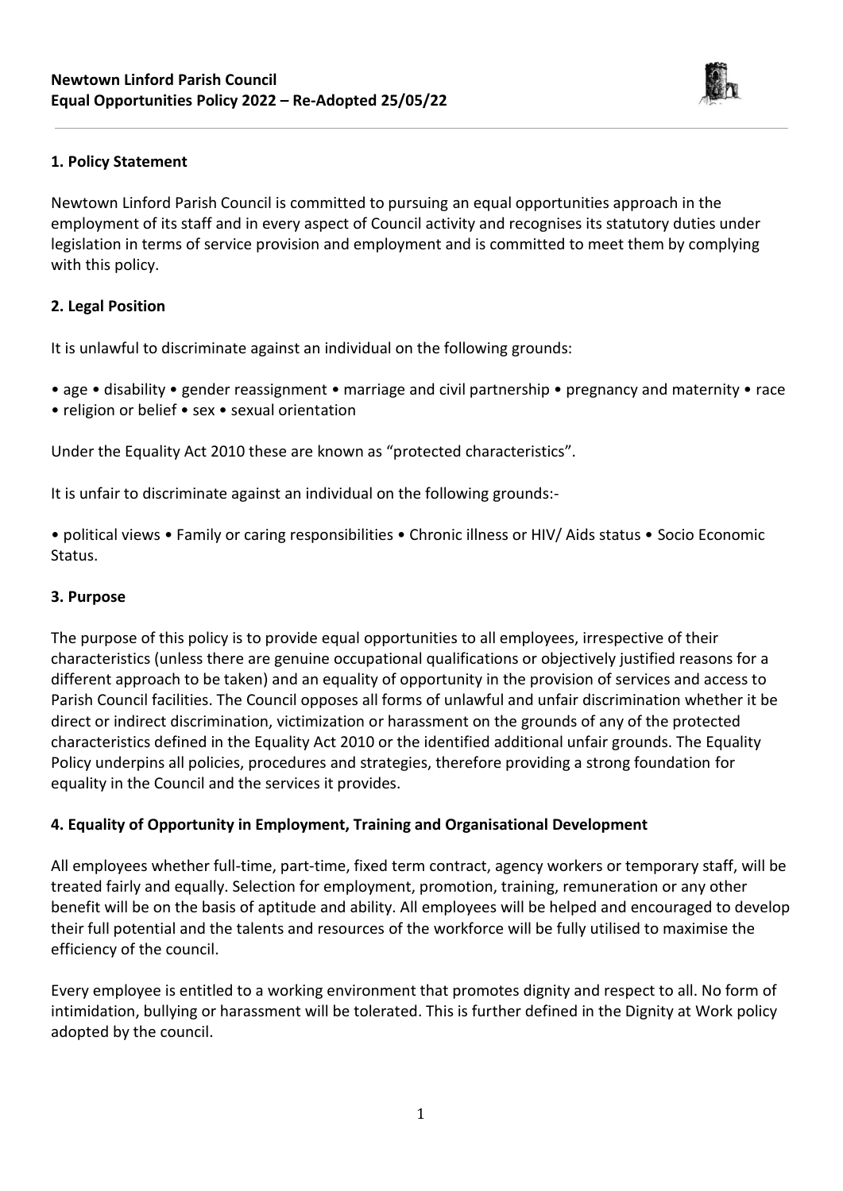# Newtown Linford Parish Council
## Equal Opportunities Policy 2022 – Re-Adopted 25/05/22

### 1. Policy Statement

Newtown Linford Parish Council is committed to pursuing an equal opportunities approach in the employment of its staff and in every aspect of Council activity and recognises its statutory duties under legislation in terms of service provision and employment and is committed to meet them by complying with this policy.

### 2. Legal Position

It is unlawful to discriminate against an individual on the following grounds:

• age • disability • gender reassignment • marriage and civil partnership • pregnancy and maternity • race • religion or belief • sex • sexual orientation

Under the Equality Act 2010 these are known as "protected characteristics".

It is unfair to discriminate against an individual on the following grounds:-

• political views • Family or caring responsibilities • Chronic illness or HIV/ Aids status • Socio Economic Status.

### 3. Purpose

The purpose of this policy is to provide equal opportunities to all employees, irrespective of their characteristics (unless there are genuine occupational qualifications or objectively justified reasons for a different approach to be taken) and an equality of opportunity in the provision of services and access to Parish Council facilities. The Council opposes all forms of unlawful and unfair discrimination whether it be direct or indirect discrimination, victimization or harassment on the grounds of any of the protected characteristics defined in the Equality Act 2010 or the identified additional unfair grounds. The Equality Policy underpins all policies, procedures and strategies, therefore providing a strong foundation for equality in the Council and the services it provides.

### 4. Equality of Opportunity in Employment, Training and Organisational Development

All employees whether full-time, part-time, fixed term contract, agency workers or temporary staff, will be treated fairly and equally. Selection for employment, promotion, training, remuneration or any other benefit will be on the basis of aptitude and ability. All employees will be helped and encouraged to develop their full potential and the talents and resources of the workforce will be fully utilised to maximise the efficiency of the council.

Every employee is entitled to a working environment that promotes dignity and respect to all. No form of intimidation, bullying or harassment will be tolerated. This is further defined in the Dignity at Work policy adopted by the council.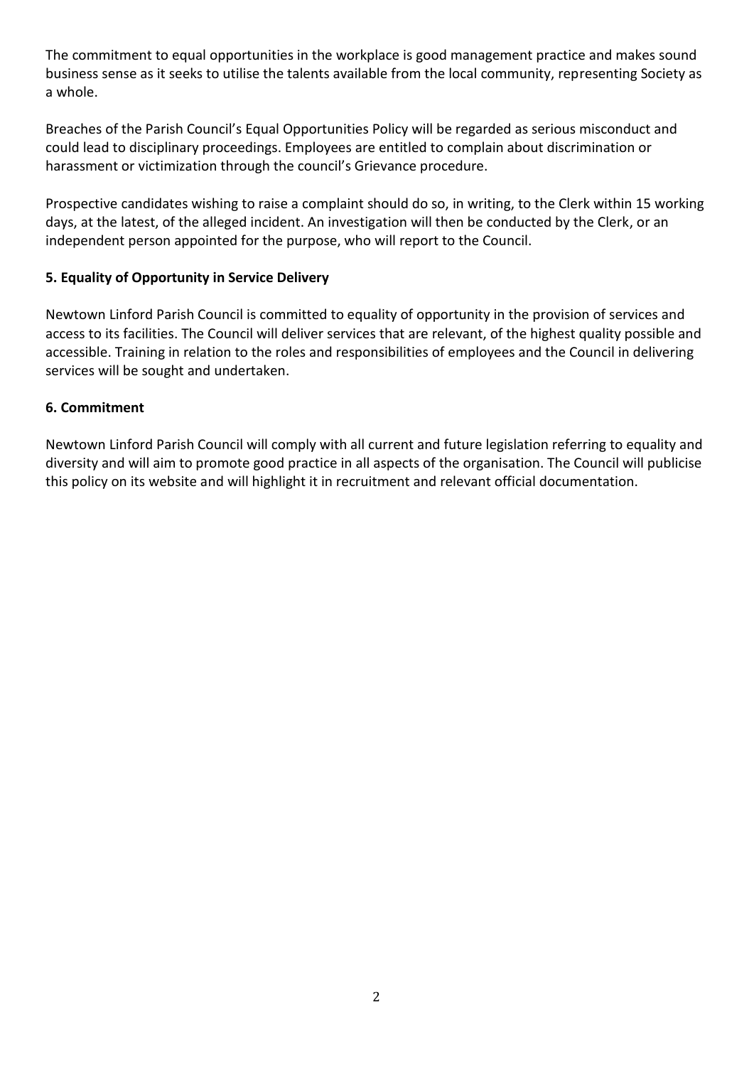The commitment to equal opportunities in the workplace is good management practice and makes sound business sense as it seeks to utilise the talents available from the local community, representing Society as a whole.

Breaches of the Parish Council's Equal Opportunities Policy will be regarded as serious misconduct and could lead to disciplinary proceedings. Employees are entitled to complain about discrimination or harassment or victimization through the council's Grievance procedure.

Prospective candidates wishing to raise a complaint should do so, in writing, to the Clerk within 15 working days, at the latest, of the alleged incident. An investigation will then be conducted by the Clerk, or an independent person appointed for the purpose, who will report to the Council.

**5. Equality of Opportunity in Service Delivery**

Newtown Linford Parish Council is committed to equality of opportunity in the provision of services and access to its facilities. The Council will deliver services that are relevant, of the highest quality possible and accessible. Training in relation to the roles and responsibilities of employees and the Council in delivering services will be sought and undertaken.

**6. Commitment**

Newtown Linford Parish Council will comply with all current and future legislation referring to equality and diversity and will aim to promote good practice in all aspects of the organisation. The Council will publicise this policy on its website and will highlight it in recruitment and relevant official documentation.